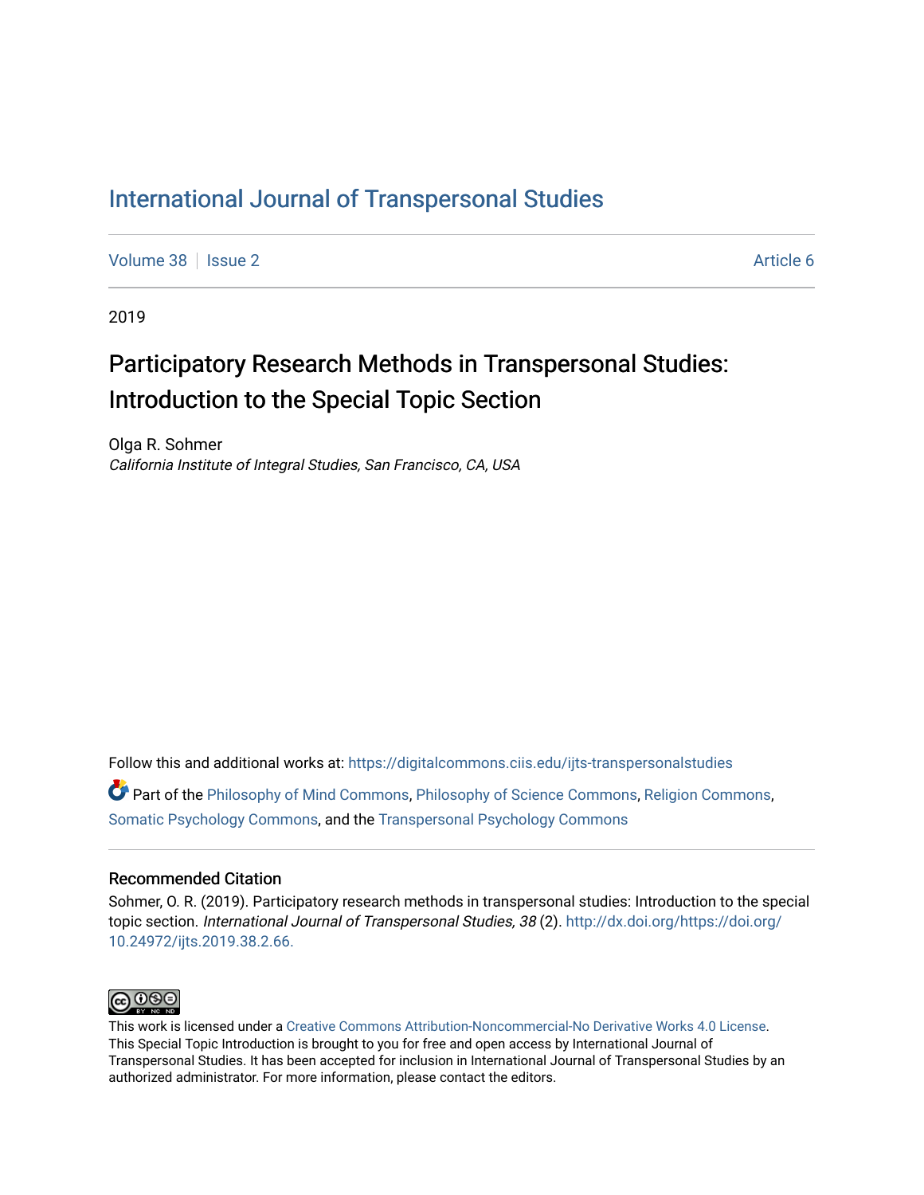# International Journal of Transpersonal Studies

Volume 38 | Issue 2 | Article 6

2019

## Participatory Research Methods in Transpersonal Studies: Introduction to the Special Topic Section

Olga R. Sohmer
*California Institute of Integral Studies, San Francisco, CA, USA*

Follow this and additional works at: https://digitalcommons.ciis.edu/ijts-transpersonalstudies

Part of the Philosophy of Mind Commons, Philosophy of Science Commons, Religion Commons, Somatic Psychology Commons, and the Transpersonal Psychology Commons

### Recommended Citation

Sohmer, O. R. (2019). Participatory research methods in transpersonal studies: Introduction to the special topic section. *International Journal of Transpersonal Studies, 38* (2). http://dx.doi.org/https://doi.org/10.24972/ijts.2019.38.2.66.

This work is licensed under a Creative Commons Attribution-Noncommercial-No Derivative Works 4.0 License.
This Special Topic Introduction is brought to you for free and open access by International Journal of Transpersonal Studies. It has been accepted for inclusion in International Journal of Transpersonal Studies by an authorized administrator. For more information, please contact the editors.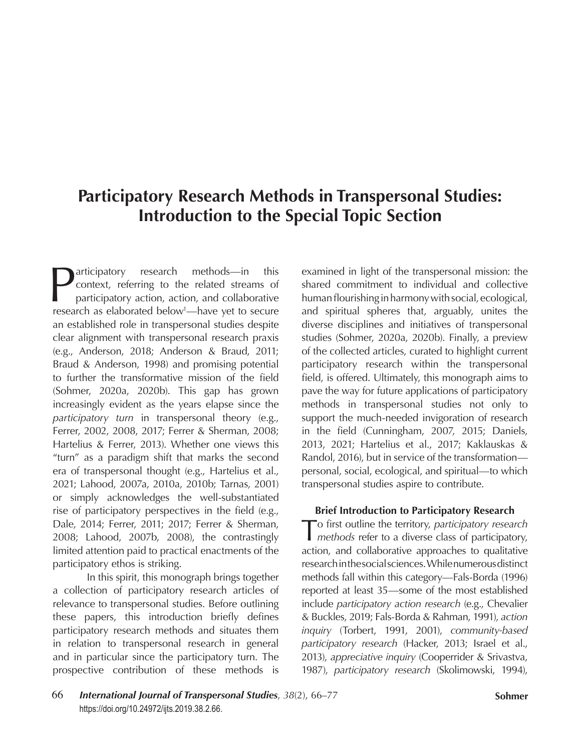# Participatory Research Methods in Transpersonal Studies: Introduction to the Special Topic Section

Participatory research methods—in this context, referring to the related streams of participatory action, action, and collaborative research as elaborated below[1]—have yet to secure an established role in transpersonal studies despite clear alignment with transpersonal research praxis (e.g., Anderson, 2018; Anderson & Braud, 2011; Braud & Anderson, 1998) and promising potential to further the transformative mission of the field (Sohmer, 2020a, 2020b). This gap has grown increasingly evident as the years elapse since the *participatory turn* in transpersonal theory (e.g., Ferrer, 2002, 2008, 2017; Ferrer & Sherman, 2008; Hartelius & Ferrer, 2013). Whether one views this "turn" as a paradigm shift that marks the second era of transpersonal thought (e.g., Hartelius et al., 2021; Lahood, 2007a, 2010a, 2010b; Tarnas, 2001) or simply acknowledges the well-substantiated rise of participatory perspectives in the field (e.g., Dale, 2014; Ferrer, 2011; 2017; Ferrer & Sherman, 2008; Lahood, 2007b, 2008), the contrastingly limited attention paid to practical enactments of the participatory ethos is striking.

In this spirit, this monograph brings together a collection of participatory research articles of relevance to transpersonal studies. Before outlining these papers, this introduction briefly defines participatory research methods and situates them in relation to transpersonal research in general and in particular since the participatory turn. The prospective contribution of these methods is examined in light of the transpersonal mission: the shared commitment to individual and collective human flourishing in harmony with social, ecological, and spiritual spheres that, arguably, unites the diverse disciplines and initiatives of transpersonal studies (Sohmer, 2020a, 2020b). Finally, a preview of the collected articles, curated to highlight current participatory research within the transpersonal field, is offered. Ultimately, this monograph aims to pave the way for future applications of participatory methods in transpersonal studies not only to support the much-needed invigoration of research in the field (Cunningham, 2007, 2015; Daniels, 2013, 2021; Hartelius et al., 2017; Kaklauskas & Randol, 2016), but in service of the transformation—personal, social, ecological, and spiritual—to which transpersonal studies aspire to contribute.

### Brief Introduction to Participatory Research

To first outline the territory, *participatory research methods* refer to a diverse class of participatory, action, and collaborative approaches to qualitative research in the social sciences. While numerous distinct methods fall within this category—Fals-Borda (1996) reported at least 35—some of the most established include *participatory action research* (e.g., Chevalier & Buckles, 2019; Fals-Borda & Rahman, 1991), *action inquiry* (Torbert, 1991, 2001), *community-based participatory research* (Hacker, 2013; Israel et al., 2013), *appreciative inquiry* (Cooperrider & Srivastva, 1987), *participatory research* (Skolimowski, 1994),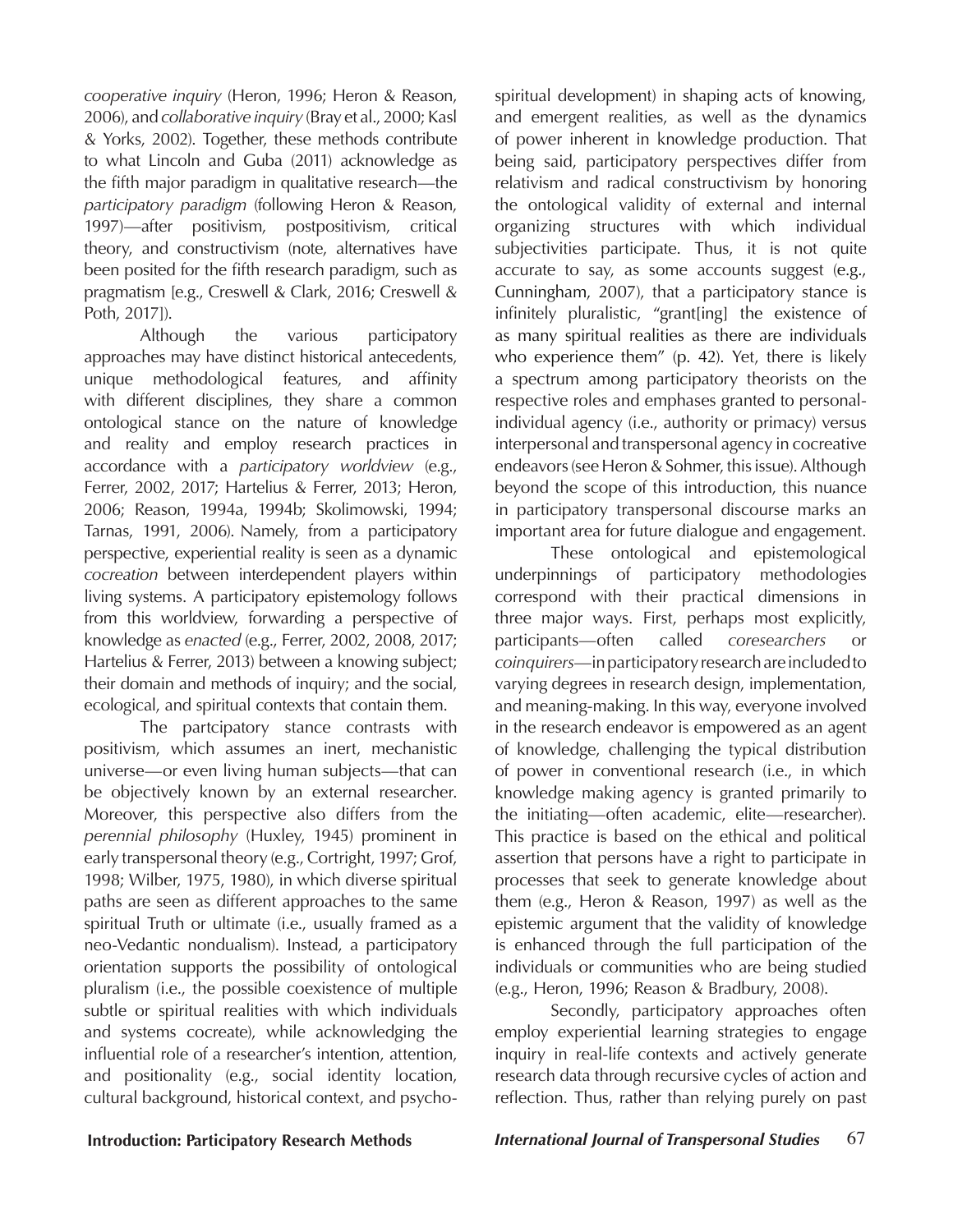*cooperative inquiry* (Heron, 1996; Heron & Reason, 2006), and *collaborative inquiry* (Bray et al., 2000; Kasl & Yorks, 2002). Together, these methods contribute to what Lincoln and Guba (2011) acknowledge as the fifth major paradigm in qualitative research—the *participatory paradigm* (following Heron & Reason, 1997)—after positivism, postpositivism, critical theory, and constructivism (note, alternatives have been posited for the fifth research paradigm, such as pragmatism [e.g., Creswell & Clark, 2016; Creswell & Poth, 2017]).

Although the various participatory approaches may have distinct historical antecedents, unique methodological features, and affinity with different disciplines, they share a common ontological stance on the nature of knowledge and reality and employ research practices in accordance with a *participatory worldview* (e.g., Ferrer, 2002, 2017; Hartelius & Ferrer, 2013; Heron, 2006; Reason, 1994a, 1994b; Skolimowski, 1994; Tarnas, 1991, 2006). Namely, from a participatory perspective, experiential reality is seen as a dynamic *cocreation* between interdependent players within living systems. A participatory epistemology follows from this worldview, forwarding a perspective of knowledge as *enacted* (e.g., Ferrer, 2002, 2008, 2017; Hartelius & Ferrer, 2013) between a knowing subject; their domain and methods of inquiry; and the social, ecological, and spiritual contexts that contain them.

The partcipatory stance contrasts with positivism, which assumes an inert, mechanistic universe—or even living human subjects—that can be objectively known by an external researcher. Moreover, this perspective also differs from the *perennial philosophy* (Huxley, 1945) prominent in early transpersonal theory (e.g., Cortright, 1997; Grof, 1998; Wilber, 1975, 1980), in which diverse spiritual paths are seen as different approaches to the same spiritual Truth or ultimate (i.e., usually framed as a neo-Vedantic nondualism). Instead, a participatory orientation supports the possibility of ontological pluralism (i.e., the possible coexistence of multiple subtle or spiritual realities with which individuals and systems cocreate), while acknowledging the influential role of a researcher's intention, attention, and positionality (e.g., social identity location, cultural background, historical context, and psycho-spiritual development) in shaping acts of knowing, and emergent realities, as well as the dynamics of power inherent in knowledge production. That being said, participatory perspectives differ from relativism and radical constructivism by honoring the ontological validity of external and internal organizing structures with which individual subjectivities participate. Thus, it is not quite accurate to say, as some accounts suggest (e.g., Cunningham, 2007), that a participatory stance is infinitely pluralistic, "grant[ing] the existence of as many spiritual realities as there are individuals who experience them" (p. 42). Yet, there is likely a spectrum among participatory theorists on the respective roles and emphases granted to personal-individual agency (i.e., authority or primacy) versus interpersonal and transpersonal agency in cocreative endeavors (see Heron & Sohmer, this issue). Although beyond the scope of this introduction, this nuance in participatory transpersonal discourse marks an important area for future dialogue and engagement.

These ontological and epistemological underpinnings of participatory methodologies correspond with their practical dimensions in three major ways. First, perhaps most explicitly, participants—often called *coresearchers* or *coinquirers*—in participatory research are included to varying degrees in research design, implementation, and meaning-making. In this way, everyone involved in the research endeavor is empowered as an agent of knowledge, challenging the typical distribution of power in conventional research (i.e., in which knowledge making agency is granted primarily to the initiating—often academic, elite—researcher). This practice is based on the ethical and political assertion that persons have a right to participate in processes that seek to generate knowledge about them (e.g., Heron & Reason, 1997) as well as the epistemic argument that the validity of knowledge is enhanced through the full participation of the individuals or communities who are being studied (e.g., Heron, 1996; Reason & Bradbury, 2008).

Secondly, participatory approaches often employ experiential learning strategies to engage inquiry in real-life contexts and actively generate research data through recursive cycles of action and reflection. Thus, rather than relying purely on past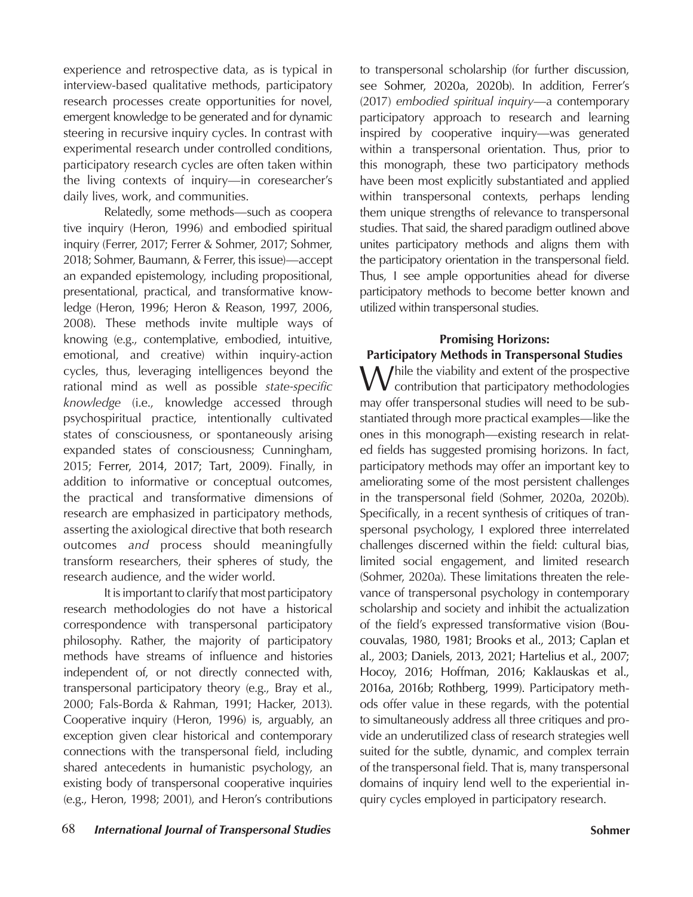experience and retrospective data, as is typical in interview-based qualitative methods, participatory research processes create opportunities for novel, emergent knowledge to be generated and for dynamic steering in recursive inquiry cycles. In contrast with experimental research under controlled conditions, participatory research cycles are often taken within the living contexts of inquiry—in coresearcher's daily lives, work, and communities.

Relatedly, some methods—such as cooperative inquiry (Heron, 1996) and embodied spiritual inquiry (Ferrer, 2017; Ferrer & Sohmer, 2017; Sohmer, 2018; Sohmer, Baumann, & Ferrer, this issue)—accept an expanded epistemology, including propositional, presentational, practical, and transformative knowledge (Heron, 1996; Heron & Reason, 1997, 2006, 2008). These methods invite multiple ways of knowing (e.g., contemplative, embodied, intuitive, emotional, and creative) within inquiry-action cycles, thus, leveraging intelligences beyond the rational mind as well as possible *state-specific knowledge* (i.e., knowledge accessed through psychospiritual practice, intentionally cultivated states of consciousness, or spontaneously arising expanded states of consciousness; Cunningham, 2015; Ferrer, 2014, 2017; Tart, 2009). Finally, in addition to informative or conceptual outcomes, the practical and transformative dimensions of research are emphasized in participatory methods, asserting the axiological directive that both research outcomes *and* process should meaningfully transform researchers, their spheres of study, the research audience, and the wider world.

It is important to clarify that most participatory research methodologies do not have a historical correspondence with transpersonal participatory philosophy. Rather, the majority of participatory methods have streams of influence and histories independent of, or not directly connected with, transpersonal participatory theory (e.g., Bray et al., 2000; Fals-Borda & Rahman, 1991; Hacker, 2013). Cooperative inquiry (Heron, 1996) is, arguably, an exception given clear historical and contemporary connections with the transpersonal field, including shared antecedents in humanistic psychology, an existing body of transpersonal cooperative inquiries (e.g., Heron, 1998; 2001), and Heron's contributions to transpersonal scholarship (for further discussion, see Sohmer, 2020a, 2020b). In addition, Ferrer's (2017) *embodied spiritual inquiry*—a contemporary participatory approach to research and learning inspired by cooperative inquiry—was generated within a transpersonal orientation. Thus, prior to this monograph, these two participatory methods have been most explicitly substantiated and applied within transpersonal contexts, perhaps lending them unique strengths of relevance to transpersonal studies. That said, the shared paradigm outlined above unites participatory methods and aligns them with the participatory orientation in the transpersonal field. Thus, I see ample opportunities ahead for diverse participatory methods to become better known and utilized within transpersonal studies.

## Promising Horizons: Participatory Methods in Transpersonal Studies

While the viability and extent of the prospective contribution that participatory methodologies may offer transpersonal studies will need to be substantiated through more practical examples—like the ones in this monograph—existing research in related fields has suggested promising horizons. In fact, participatory methods may offer an important key to ameliorating some of the most persistent challenges in the transpersonal field (Sohmer, 2020a, 2020b). Specifically, in a recent synthesis of critiques of transpersonal psychology, I explored three interrelated challenges discerned within the field: cultural bias, limited social engagement, and limited research (Sohmer, 2020a). These limitations threaten the relevance of transpersonal psychology in contemporary scholarship and society and inhibit the actualization of the field's expressed transformative vision (Boucouvalas, 1980, 1981; Brooks et al., 2013; Caplan et al., 2003; Daniels, 2013, 2021; Hartelius et al., 2007; Hocoy, 2016; Hoffman, 2016; Kaklauskas et al., 2016a, 2016b; Rothberg, 1999). Participatory methods offer value in these regards, with the potential to simultaneously address all three critiques and provide an underutilized class of research strategies well suited for the subtle, dynamic, and complex terrain of the transpersonal field. That is, many transpersonal domains of inquiry lend well to the experiential inquiry cycles employed in participatory research.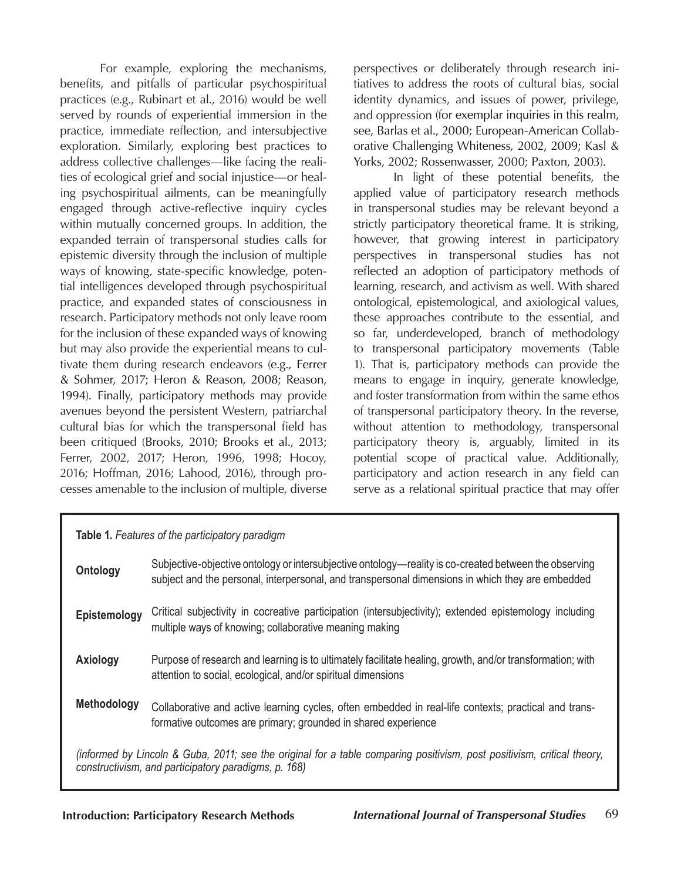For example, exploring the mechanisms, benefits, and pitfalls of particular psychospiritual practices (e.g., Rubinart et al., 2016) would be well served by rounds of experiential immersion in the practice, immediate reflection, and intersubjective exploration. Similarly, exploring best practices to address collective challenges—like facing the realities of ecological grief and social injustice—or healing psychospiritual ailments, can be meaningfully engaged through active-reflective inquiry cycles within mutually concerned groups. In addition, the expanded terrain of transpersonal studies calls for epistemic diversity through the inclusion of multiple ways of knowing, state-specific knowledge, potential intelligences developed through psychospiritual practice, and expanded states of consciousness in research. Participatory methods not only leave room for the inclusion of these expanded ways of knowing but may also provide the experiential means to cultivate them during research endeavors (e.g., Ferrer & Sohmer, 2017; Heron & Reason, 2008; Reason, 1994). Finally, participatory methods may provide avenues beyond the persistent Western, patriarchal cultural bias for which the transpersonal field has been critiqued (Brooks, 2010; Brooks et al., 2013; Ferrer, 2002, 2017; Heron, 1996, 1998; Hocoy, 2016; Hoffman, 2016; Lahood, 2016), through processes amenable to the inclusion of multiple, diverse perspectives or deliberately through research initiatives to address the roots of cultural bias, social identity dynamics, and issues of power, privilege, and oppression (for exemplar inquiries in this realm, see, Barlas et al., 2000; European-American Collaborative Challenging Whiteness, 2002, 2009; Kasl & Yorks, 2002; Rossenwasser, 2000; Paxton, 2003).

In light of these potential benefits, the applied value of participatory research methods in transpersonal studies may be relevant beyond a strictly participatory theoretical frame. It is striking, however, that growing interest in participatory perspectives in transpersonal studies has not reflected an adoption of participatory methods of learning, research, and activism as well. With shared ontological, epistemological, and axiological values, these approaches contribute to the essential, and so far, underdeveloped, branch of methodology to transpersonal participatory movements (Table 1). That is, participatory methods can provide the means to engage in inquiry, generate knowledge, and foster transformation from within the same ethos of transpersonal participatory theory. In the reverse, without attention to methodology, transpersonal participatory theory is, arguably, limited in its potential scope of practical value. Additionally, participatory and action research in any field can serve as a relational spiritual practice that may offer

**Table 1.** *Features of the participatory paradigm*

| | |
|---|---|
| **Ontology** | Subjective-objective ontology or intersubjective ontology—reality is co-created between the observing subject and the personal, interpersonal, and transpersonal dimensions in which they are embedded |
| **Epistemology** | Critical subjectivity in cocreative participation (intersubjectivity); extended epistemology including multiple ways of knowing; collaborative meaning making |
| **Axiology** | Purpose of research and learning is to ultimately facilitate healing, growth, and/or transformation; with attention to social, ecological, and/or spiritual dimensions |
| **Methodology** | Collaborative and active learning cycles, often embedded in real-life contexts; practical and transformative outcomes are primary; grounded in shared experience |

*(informed by Lincoln & Guba, 2011; see the original for a table comparing positivism, post positivism, critical theory, constructivism, and participatory paradigms, p. 168)*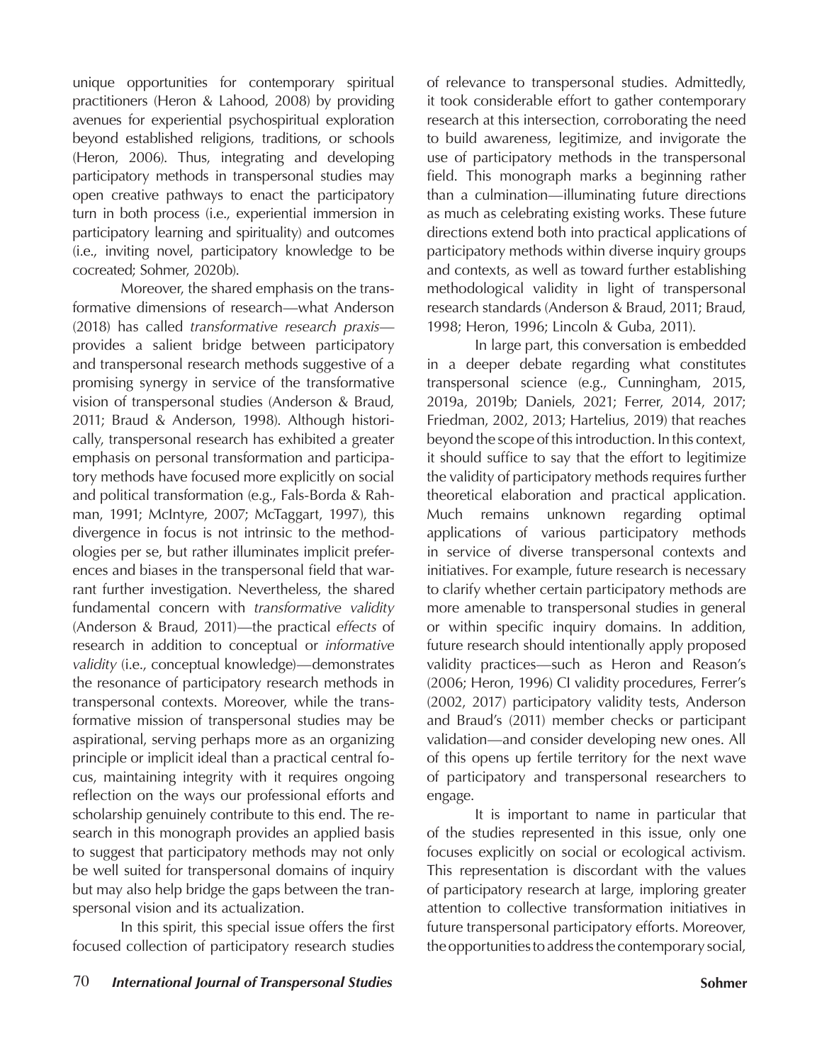unique opportunities for contemporary spiritual practitioners (Heron & Lahood, 2008) by providing avenues for experiential psychospiritual exploration beyond established religions, traditions, or schools (Heron, 2006). Thus, integrating and developing participatory methods in transpersonal studies may open creative pathways to enact the participatory turn in both process (i.e., experiential immersion in participatory learning and spirituality) and outcomes (i.e., inviting novel, participatory knowledge to be cocreated; Sohmer, 2020b).

Moreover, the shared emphasis on the transformative dimensions of research—what Anderson (2018) has called *transformative research praxis*—provides a salient bridge between participatory and transpersonal research methods suggestive of a promising synergy in service of the transformative vision of transpersonal studies (Anderson & Braud, 2011; Braud & Anderson, 1998). Although historically, transpersonal research has exhibited a greater emphasis on personal transformation and participatory methods have focused more explicitly on social and political transformation (e.g., Fals-Borda & Rahman, 1991; McIntyre, 2007; McTaggart, 1997), this divergence in focus is not intrinsic to the methodologies per se, but rather illuminates implicit preferences and biases in the transpersonal field that warrant further investigation. Nevertheless, the shared fundamental concern with *transformative validity* (Anderson & Braud, 2011)—the practical *effects* of research in addition to conceptual or *informative validity* (i.e., conceptual knowledge)—demonstrates the resonance of participatory research methods in transpersonal contexts. Moreover, while the transformative mission of transpersonal studies may be aspirational, serving perhaps more as an organizing principle or implicit ideal than a practical central focus, maintaining integrity with it requires ongoing reflection on the ways our professional efforts and scholarship genuinely contribute to this end. The research in this monograph provides an applied basis to suggest that participatory methods may not only be well suited for transpersonal domains of inquiry but may also help bridge the gaps between the transpersonal vision and its actualization.

In this spirit, this special issue offers the first focused collection of participatory research studies of relevance to transpersonal studies. Admittedly, it took considerable effort to gather contemporary research at this intersection, corroborating the need to build awareness, legitimize, and invigorate the use of participatory methods in the transpersonal field. This monograph marks a beginning rather than a culmination—illuminating future directions as much as celebrating existing works. These future directions extend both into practical applications of participatory methods within diverse inquiry groups and contexts, as well as toward further establishing methodological validity in light of transpersonal research standards (Anderson & Braud, 2011; Braud, 1998; Heron, 1996; Lincoln & Guba, 2011).

In large part, this conversation is embedded in a deeper debate regarding what constitutes transpersonal science (e.g., Cunningham, 2015, 2019a, 2019b; Daniels, 2021; Ferrer, 2014, 2017; Friedman, 2002, 2013; Hartelius, 2019) that reaches beyond the scope of this introduction. In this context, it should suffice to say that the effort to legitimize the validity of participatory methods requires further theoretical elaboration and practical application. Much remains unknown regarding optimal applications of various participatory methods in service of diverse transpersonal contexts and initiatives. For example, future research is necessary to clarify whether certain participatory methods are more amenable to transpersonal studies in general or within specific inquiry domains. In addition, future research should intentionally apply proposed validity practices—such as Heron and Reason's (2006; Heron, 1996) CI validity procedures, Ferrer's (2002, 2017) participatory validity tests, Anderson and Braud's (2011) member checks or participant validation—and consider developing new ones. All of this opens up fertile territory for the next wave of participatory and transpersonal researchers to engage.

It is important to name in particular that of the studies represented in this issue, only one focuses explicitly on social or ecological activism. This representation is discordant with the values of participatory research at large, imploring greater attention to collective transformation initiatives in future transpersonal participatory efforts. Moreover, the opportunities to address the contemporary social,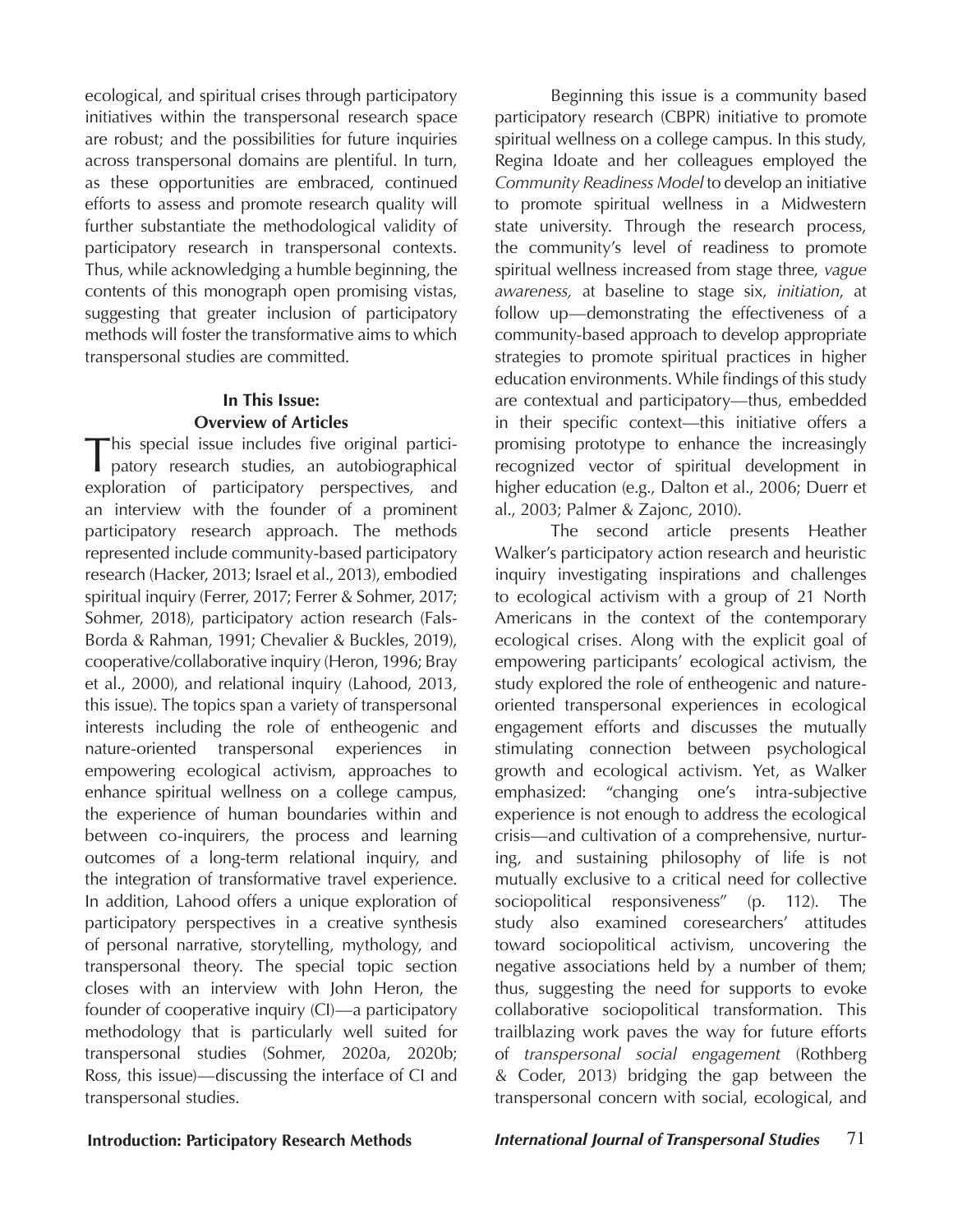ecological, and spiritual crises through participatory initiatives within the transpersonal research space are robust; and the possibilities for future inquiries across transpersonal domains are plentiful. In turn, as these opportunities are embraced, continued efforts to assess and promote research quality will further substantiate the methodological validity of participatory research in transpersonal contexts. Thus, while acknowledging a humble beginning, the contents of this monograph open promising vistas, suggesting that greater inclusion of participatory methods will foster the transformative aims to which transpersonal studies are committed.

## In This Issue: Overview of Articles

This special issue includes five original participatory research studies, an autobiographical exploration of participatory perspectives, and an interview with the founder of a prominent participatory research approach. The methods represented include community-based participatory research (Hacker, 2013; Israel et al., 2013), embodied spiritual inquiry (Ferrer, 2017; Ferrer & Sohmer, 2017; Sohmer, 2018), participatory action research (Fals-Borda & Rahman, 1991; Chevalier & Buckles, 2019), cooperative/collaborative inquiry (Heron, 1996; Bray et al., 2000), and relational inquiry (Lahood, 2013, this issue). The topics span a variety of transpersonal interests including the role of entheogenic and nature-oriented transpersonal experiences in empowering ecological activism, approaches to enhance spiritual wellness on a college campus, the experience of human boundaries within and between co-inquirers, the process and learning outcomes of a long-term relational inquiry, and the integration of transformative travel experience. In addition, Lahood offers a unique exploration of participatory perspectives in a creative synthesis of personal narrative, storytelling, mythology, and transpersonal theory. The special topic section closes with an interview with John Heron, the founder of cooperative inquiry (CI)—a participatory methodology that is particularly well suited for transpersonal studies (Sohmer, 2020a, 2020b; Ross, this issue)—discussing the interface of CI and transpersonal studies.

Beginning this issue is a community based participatory research (CBPR) initiative to promote spiritual wellness on a college campus. In this study, Regina Idoate and her colleagues employed the *Community Readiness Model* to develop an initiative to promote spiritual wellness in a Midwestern state university. Through the research process, the community's level of readiness to promote spiritual wellness increased from stage three, *vague awareness,* at baseline to stage six, *initiation*, at follow up—demonstrating the effectiveness of a community-based approach to develop appropriate strategies to promote spiritual practices in higher education environments. While findings of this study are contextual and participatory—thus, embedded in their specific context—this initiative offers a promising prototype to enhance the increasingly recognized vector of spiritual development in higher education (e.g., Dalton et al., 2006; Duerr et al., 2003; Palmer & Zajonc, 2010).

The second article presents Heather Walker's participatory action research and heuristic inquiry investigating inspirations and challenges to ecological activism with a group of 21 North Americans in the context of the contemporary ecological crises. Along with the explicit goal of empowering participants' ecological activism, the study explored the role of entheogenic and nature-oriented transpersonal experiences in ecological engagement efforts and discusses the mutually stimulating connection between psychological growth and ecological activism. Yet, as Walker emphasized: "changing one's intra-subjective experience is not enough to address the ecological crisis—and cultivation of a comprehensive, nurturing, and sustaining philosophy of life is not mutually exclusive to a critical need for collective sociopolitical responsiveness" (p. 112). The study also examined coresearchers' attitudes toward sociopolitical activism, uncovering the negative associations held by a number of them; thus, suggesting the need for supports to evoke collaborative sociopolitical transformation. This trailblazing work paves the way for future efforts of *transpersonal social engagement* (Rothberg & Coder, 2013) bridging the gap between the transpersonal concern with social, ecological, and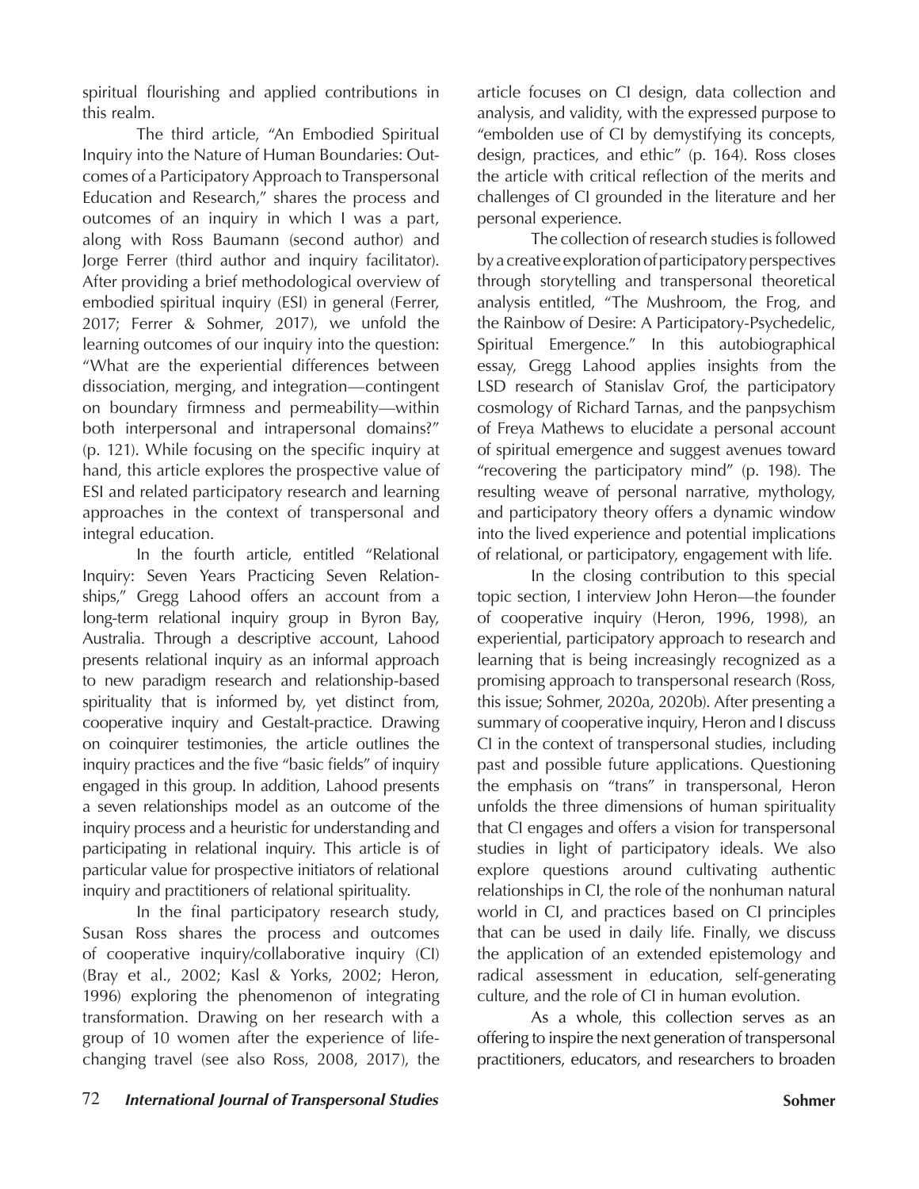spiritual flourishing and applied contributions in this realm.

The third article, "An Embodied Spiritual Inquiry into the Nature of Human Boundaries: Outcomes of a Participatory Approach to Transpersonal Education and Research," shares the process and outcomes of an inquiry in which I was a part, along with Ross Baumann (second author) and Jorge Ferrer (third author and inquiry facilitator). After providing a brief methodological overview of embodied spiritual inquiry (ESI) in general (Ferrer, 2017; Ferrer & Sohmer, 2017), we unfold the learning outcomes of our inquiry into the question: "What are the experiential differences between dissociation, merging, and integration—contingent on boundary firmness and permeability—within both interpersonal and intrapersonal domains?" (p. 121). While focusing on the specific inquiry at hand, this article explores the prospective value of ESI and related participatory research and learning approaches in the context of transpersonal and integral education.

In the fourth article, entitled "Relational Inquiry: Seven Years Practicing Seven Relationships," Gregg Lahood offers an account from a long-term relational inquiry group in Byron Bay, Australia. Through a descriptive account, Lahood presents relational inquiry as an informal approach to new paradigm research and relationship-based spirituality that is informed by, yet distinct from, cooperative inquiry and Gestalt-practice. Drawing on coinquirer testimonies, the article outlines the inquiry practices and the five "basic fields" of inquiry engaged in this group. In addition, Lahood presents a seven relationships model as an outcome of the inquiry process and a heuristic for understanding and participating in relational inquiry. This article is of particular value for prospective initiators of relational inquiry and practitioners of relational spirituality.

In the final participatory research study, Susan Ross shares the process and outcomes of cooperative inquiry/collaborative inquiry (CI) (Bray et al., 2002; Kasl & Yorks, 2002; Heron, 1996) exploring the phenomenon of integrating transformation. Drawing on her research with a group of 10 women after the experience of life-changing travel (see also Ross, 2008, 2017), the article focuses on CI design, data collection and analysis, and validity, with the expressed purpose to "embolden use of CI by demystifying its concepts, design, practices, and ethic" (p. 164). Ross closes the article with critical reflection of the merits and challenges of CI grounded in the literature and her personal experience.

The collection of research studies is followed by a creative exploration of participatory perspectives through storytelling and transpersonal theoretical analysis entitled, "The Mushroom, the Frog, and the Rainbow of Desire: A Participatory-Psychedelic, Spiritual Emergence." In this autobiographical essay, Gregg Lahood applies insights from the LSD research of Stanislav Grof, the participatory cosmology of Richard Tarnas, and the panpsychism of Freya Mathews to elucidate a personal account of spiritual emergence and suggest avenues toward "recovering the participatory mind" (p. 198). The resulting weave of personal narrative, mythology, and participatory theory offers a dynamic window into the lived experience and potential implications of relational, or participatory, engagement with life.

In the closing contribution to this special topic section, I interview John Heron—the founder of cooperative inquiry (Heron, 1996, 1998), an experiential, participatory approach to research and learning that is being increasingly recognized as a promising approach to transpersonal research (Ross, this issue; Sohmer, 2020a, 2020b). After presenting a summary of cooperative inquiry, Heron and I discuss CI in the context of transpersonal studies, including past and possible future applications. Questioning the emphasis on "trans" in transpersonal, Heron unfolds the three dimensions of human spirituality that CI engages and offers a vision for transpersonal studies in light of participatory ideals. We also explore questions around cultivating authentic relationships in CI, the role of the nonhuman natural world in CI, and practices based on CI principles that can be used in daily life. Finally, we discuss the application of an extended epistemology and radical assessment in education, self-generating culture, and the role of CI in human evolution.

As a whole, this collection serves as an offering to inspire the next generation of transpersonal practitioners, educators, and researchers to broaden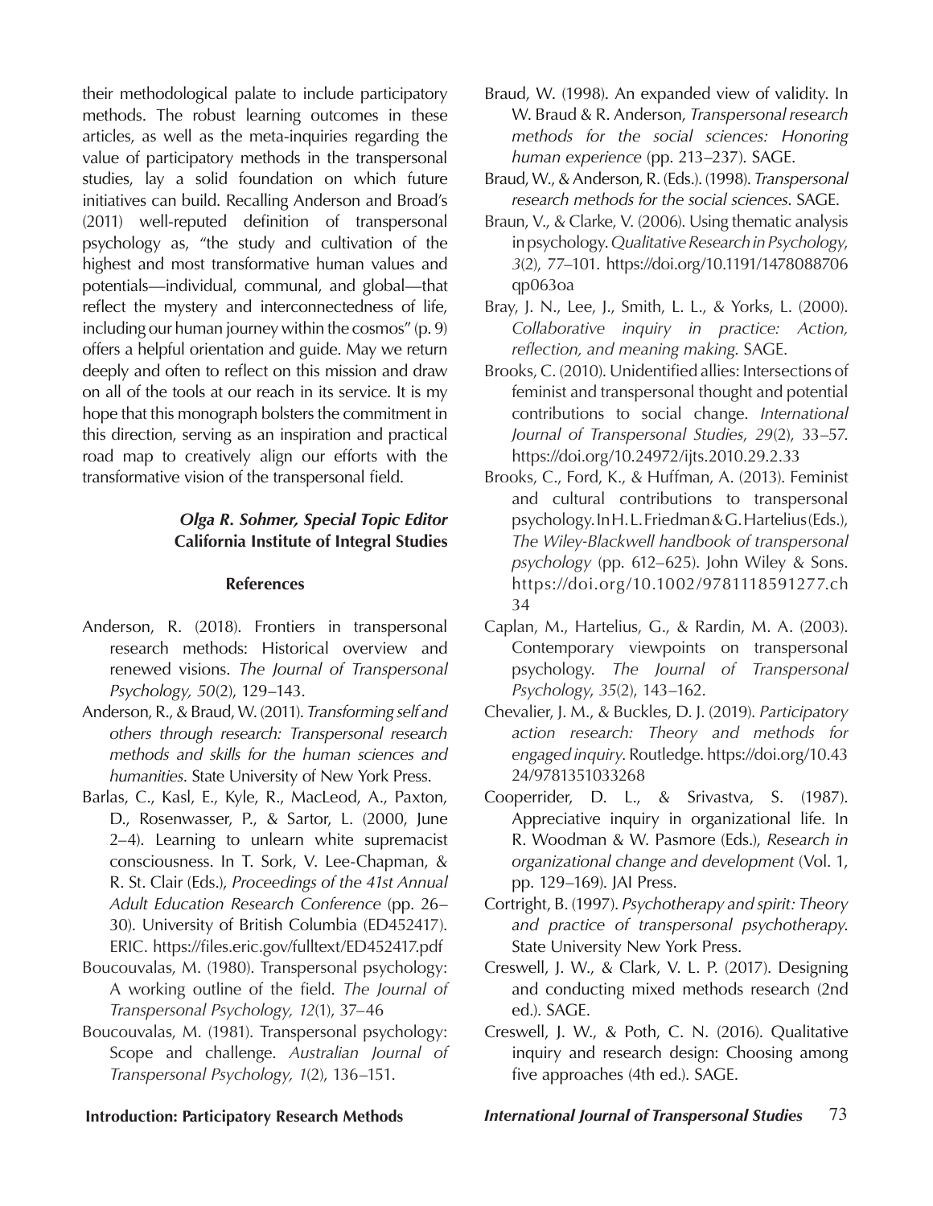their methodological palate to include participatory methods. The robust learning outcomes in these articles, as well as the meta-inquiries regarding the value of participatory methods in the transpersonal studies, lay a solid foundation on which future initiatives can build. Recalling Anderson and Broad's (2011) well-reputed definition of transpersonal psychology as, "the study and cultivation of the highest and most transformative human values and potentials—individual, communal, and global—that reflect the mystery and interconnectedness of life, including our human journey within the cosmos" (p. 9) offers a helpful orientation and guide. May we return deeply and often to reflect on this mission and draw on all of the tools at our reach in its service. It is my hope that this monograph bolsters the commitment in this direction, serving as an inspiration and practical road map to creatively align our efforts with the transformative vision of the transpersonal field.

***Olga R. Sohmer, Special Topic Editor***
**California Institute of Integral Studies**

### References

Anderson, R. (2018). Frontiers in transpersonal research methods: Historical overview and renewed visions. *The Journal of Transpersonal Psychology, 50*(2), 129–143.

Anderson, R., & Braud, W. (2011). *Transforming self and others through research: Transpersonal research methods and skills for the human sciences and humanities*. State University of New York Press.

Barlas, C., Kasl, E., Kyle, R., MacLeod, A., Paxton, D., Rosenwasser, P., & Sartor, L. (2000, June 2–4). Learning to unlearn white supremacist consciousness. In T. Sork, V. Lee-Chapman, & R. St. Clair (Eds.), *Proceedings of the 41st Annual Adult Education Research Conference* (pp. 26–30). University of British Columbia (ED452417). ERIC. https://files.eric.gov/fulltext/ED452417.pdf

Boucouvalas, M. (1980). Transpersonal psychology: A working outline of the field. *The Journal of Transpersonal Psychology, 12*(1), 37–46

Boucouvalas, M. (1981). Transpersonal psychology: Scope and challenge. *Australian Journal of Transpersonal Psychology, 1*(2), 136–151.

Braud, W. (1998). An expanded view of validity. In W. Braud & R. Anderson, *Transpersonal research methods for the social sciences: Honoring human experience* (pp. 213–237). SAGE.

Braud, W., & Anderson, R. (Eds.). (1998). *Transpersonal research methods for the social sciences*. SAGE.

Braun, V., & Clarke, V. (2006). Using thematic analysis in psychology. *Qualitative Research in Psychology, 3*(2), 77–101. https://doi.org/10.1191/1478088706qp063oa

Bray, J. N., Lee, J., Smith, L. L., & Yorks, L. (2000). *Collaborative inquiry in practice: Action, reflection, and meaning making*. SAGE.

Brooks, C. (2010). Unidentified allies: Intersections of feminist and transpersonal thought and potential contributions to social change. *International Journal of Transpersonal Studies, 29*(2), 33–57. https://doi.org/10.24972/ijts.2010.29.2.33

Brooks, C., Ford, K., & Huffman, A. (2013). Feminist and cultural contributions to transpersonal psychology. In H. L. Friedman & G. Hartelius (Eds.), *The Wiley-Blackwell handbook of transpersonal psychology* (pp. 612–625). John Wiley & Sons. https://doi.org/10.1002/9781118591277.ch34

Caplan, M., Hartelius, G., & Rardin, M. A. (2003). Contemporary viewpoints on transpersonal psychology. *The Journal of Transpersonal Psychology, 35*(2), 143–162.

Chevalier, J. M., & Buckles, D. J. (2019). *Participatory action research: Theory and methods for engaged inquiry*. Routledge. https://doi.org/10.4324/9781351033268

Cooperrider, D. L., & Srivastva, S. (1987). Appreciative inquiry in organizational life. In R. Woodman & W. Pasmore (Eds.), *Research in organizational change and development* (Vol. 1, pp. 129–169). JAI Press.

Cortright, B. (1997). *Psychotherapy and spirit: Theory and practice of transpersonal psychotherapy*. State University New York Press.

Creswell, J. W., & Clark, V. L. P. (2017). Designing and conducting mixed methods research (2nd ed.). SAGE.

Creswell, J. W., & Poth, C. N. (2016). Qualitative inquiry and research design: Choosing among five approaches (4th ed.). SAGE.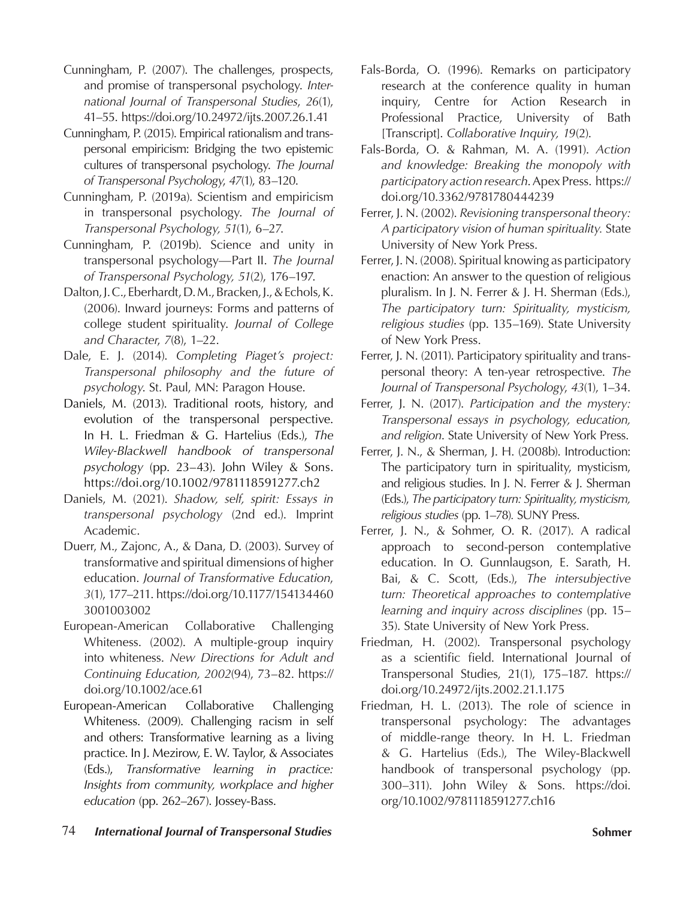Cunningham, P. (2007). The challenges, prospects, and promise of transpersonal psychology. *International Journal of Transpersonal Studies*, *26*(1), 41–55. https://doi.org/10.24972/ijts.2007.26.1.41

Cunningham, P. (2015). Empirical rationalism and transpersonal empiricism: Bridging the two epistemic cultures of transpersonal psychology. *The Journal of Transpersonal Psychology*, *47*(1), 83–120.

Cunningham, P. (2019a). Scientism and empiricism in transpersonal psychology. *The Journal of Transpersonal Psychology, 51*(1), 6–27.

Cunningham, P. (2019b). Science and unity in transpersonal psychology—Part II. *The Journal of Transpersonal Psychology, 51*(2), 176–197.

Dalton, J. C., Eberhardt, D. M., Bracken, J., & Echols, K. (2006). Inward journeys: Forms and patterns of college student spirituality. *Journal of College and Character*, *7*(8), 1–22.

Dale, E. J. (2014). *Completing Piaget's project: Transpersonal philosophy and the future of psychology*. St. Paul, MN: Paragon House.

Daniels, M. (2013). Traditional roots, history, and evolution of the transpersonal perspective. In H. L. Friedman & G. Hartelius (Eds.), *The Wiley-Blackwell handbook of transpersonal psychology* (pp. 23–43). John Wiley & Sons. https://doi.org/10.1002/9781118591277.ch2

Daniels, M. (2021). *Shadow, self, spirit: Essays in transpersonal psychology* (2nd ed.). Imprint Academic.

Duerr, M., Zajonc, A., & Dana, D. (2003). Survey of transformative and spiritual dimensions of higher education. *Journal of Transformative Education*, *3*(1), 177–211. https://doi.org/10.1177/1541344603001003002

European-American Collaborative Challenging Whiteness. (2002). A multiple-group inquiry into whiteness. *New Directions for Adult and Continuing Education, 2002*(94), 73–82. https://doi.org/10.1002/ace.61

European-American Collaborative Challenging Whiteness. (2009). Challenging racism in self and others: Transformative learning as a living practice. In J. Mezirow, E. W. Taylor, & Associates (Eds.), *Transformative learning in practice: Insights from community, workplace and higher education* (pp. 262–267). Jossey-Bass.

Fals-Borda, O. (1996). Remarks on participatory research at the conference quality in human inquiry, Centre for Action Research in Professional Practice, University of Bath [Transcript]. *Collaborative Inquiry, 19*(2).

Fals-Borda, O. & Rahman, M. A. (1991). *Action and knowledge: Breaking the monopoly with participatory action research*. Apex Press. https://doi.org/10.3362/9781780444239

Ferrer, J. N. (2002). *Revisioning transpersonal theory: A participatory vision of human spirituality.* State University of New York Press.

Ferrer, J. N. (2008). Spiritual knowing as participatory enaction: An answer to the question of religious pluralism. In J. N. Ferrer & J. H. Sherman (Eds.), *The participatory turn: Spirituality, mysticism, religious studies* (pp. 135–169). State University of New York Press.

Ferrer, J. N. (2011). Participatory spirituality and transpersonal theory: A ten-year retrospective. *The Journal of Transpersonal Psychology*, *43*(1), 1–34.

Ferrer, J. N. (2017). *Participation and the mystery: Transpersonal essays in psychology, education, and religion*. State University of New York Press.

Ferrer, J. N., & Sherman, J. H. (2008b). Introduction: The participatory turn in spirituality, mysticism, and religious studies. In J. N. Ferrer & J. Sherman (Eds.), *The participatory turn: Spirituality, mysticism, religious studies* (pp. 1–78). SUNY Press.

Ferrer, J. N., & Sohmer, O. R. (2017). A radical approach to second-person contemplative education. In O. Gunnlaugson, E. Sarath, H. Bai, & C. Scott, (Eds.), *The intersubjective turn: Theoretical approaches to contemplative learning and inquiry across disciplines* (pp. 15–35). State University of New York Press.

Friedman, H. (2002). Transpersonal psychology as a scientific field. International Journal of Transpersonal Studies, 21(1), 175–187. https://doi.org/10.24972/ijts.2002.21.1.175

Friedman, H. L. (2013). The role of science in transpersonal psychology: The advantages of middle-range theory. In H. L. Friedman & G. Hartelius (Eds.), The Wiley-Blackwell handbook of transpersonal psychology (pp. 300–311). John Wiley & Sons. https://doi.org/10.1002/9781118591277.ch16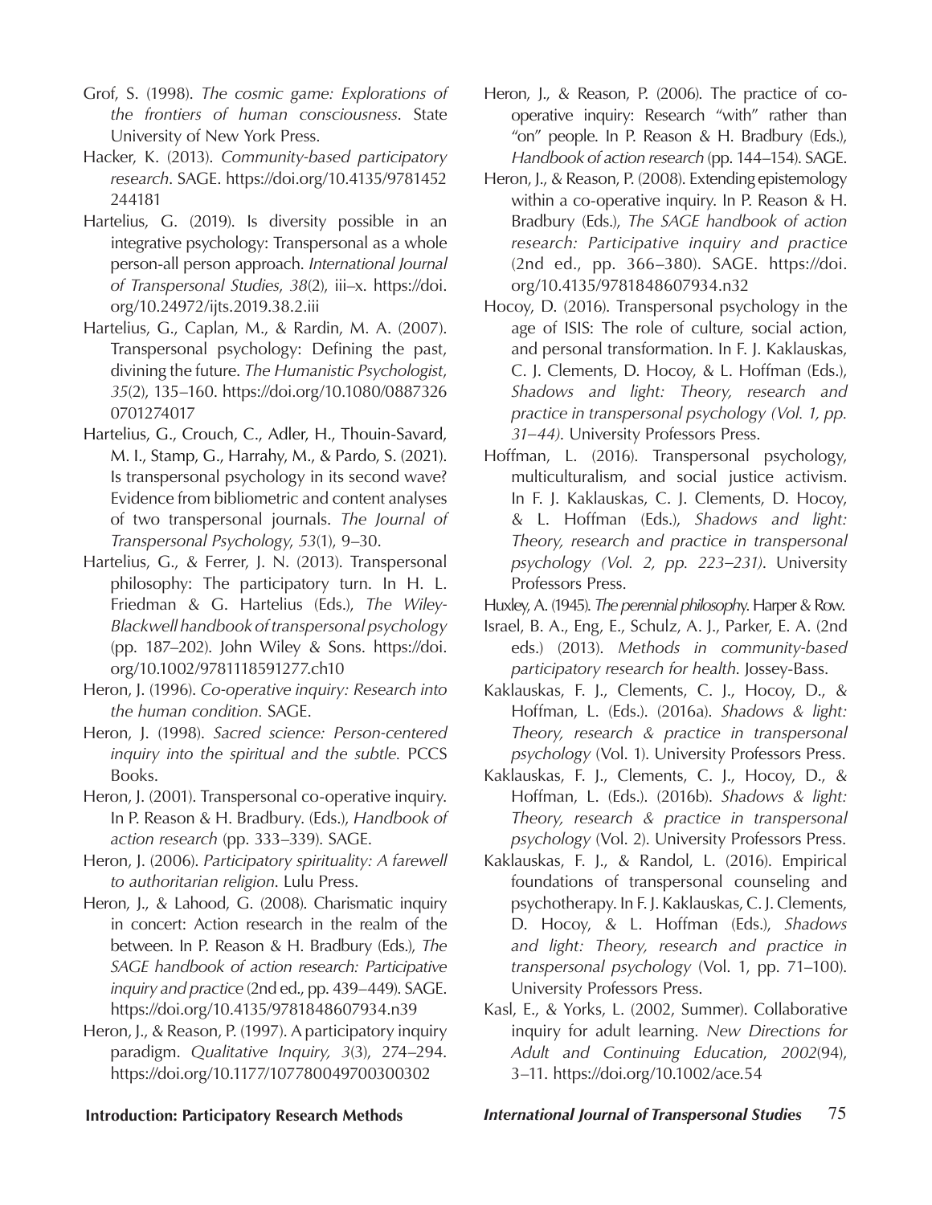Grof, S. (1998). *The cosmic game: Explorations of the frontiers of human consciousness*. State University of New York Press.

Hacker, K. (2013). *Community-based participatory research*. SAGE. https://doi.org/10.4135/9781452244181

Hartelius, G. (2019). Is diversity possible in an integrative psychology: Transpersonal as a whole person-all person approach. *International Journal of Transpersonal Studies*, *38*(2), iii–x. https://doi.org/10.24972/ijts.2019.38.2.iii

Hartelius, G., Caplan, M., & Rardin, M. A. (2007). Transpersonal psychology: Defining the past, divining the future. *The Humanistic Psychologist*, *35*(2), 135–160. https://doi.org/10.1080/08873260701274017

Hartelius, G., Crouch, C., Adler, H., Thouin-Savard, M. I., Stamp, G., Harrahy, M., & Pardo, S. (2021). Is transpersonal psychology in its second wave? Evidence from bibliometric and content analyses of two transpersonal journals. *The Journal of Transpersonal Psychology*, *53*(1), 9–30.

Hartelius, G., & Ferrer, J. N. (2013). Transpersonal philosophy: The participatory turn. In H. L. Friedman & G. Hartelius (Eds.), *The Wiley-Blackwell handbook of transpersonal psychology* (pp. 187–202). John Wiley & Sons. https://doi.org/10.1002/9781118591277.ch10

Heron, J. (1996). *Co-operative inquiry: Research into the human condition.* SAGE.

Heron, J. (1998). *Sacred science: Person-centered inquiry into the spiritual and the subtle.* PCCS Books.

Heron, J. (2001). Transpersonal co-operative inquiry. In P. Reason & H. Bradbury. (Eds.), *Handbook of action research* (pp. 333–339). SAGE.

Heron, J. (2006). *Participatory spirituality: A farewell to authoritarian religion.* Lulu Press.

Heron, J., & Lahood, G. (2008). Charismatic inquiry in concert: Action research in the realm of the between. In P. Reason & H. Bradbury (Eds.), *The SAGE handbook of action research: Participative inquiry and practice* (2nd ed., pp. 439–449). SAGE. https://doi.org/10.4135/9781848607934.n39

Heron, J., & Reason, P. (1997). A participatory inquiry paradigm. *Qualitative Inquiry, 3*(3), 274–294. https://doi.org/10.1177/107780049700300302

Heron, J., & Reason, P. (2006). The practice of co-operative inquiry: Research "with" rather than "on" people. In P. Reason & H. Bradbury (Eds.), *Handbook of action research* (pp. 144–154). SAGE.

Heron, J., & Reason, P. (2008). Extending epistemology within a co-operative inquiry. In P. Reason & H. Bradbury (Eds.), *The SAGE handbook of action research: Participative inquiry and practice* (2nd ed., pp. 366–380). SAGE. https://doi.org/10.4135/9781848607934.n32

Hocoy, D. (2016). Transpersonal psychology in the age of ISIS: The role of culture, social action, and personal transformation. In F. J. Kaklauskas, C. J. Clements, D. Hocoy, & L. Hoffman (Eds.), *Shadows and light: Theory, research and practice in transpersonal psychology (Vol. 1, pp. 31–44)*. University Professors Press.

Hoffman, L. (2016). Transpersonal psychology, multiculturalism, and social justice activism. In F. J. Kaklauskas, C. J. Clements, D. Hocoy, & L. Hoffman (Eds.), *Shadows and light: Theory, research and practice in transpersonal psychology (Vol. 2, pp. 223–231)*. University Professors Press.

Huxley, A. (1945). *The perennial philosophy*. Harper & Row.

Israel, B. A., Eng, E., Schulz, A. J., Parker, E. A. (2nd eds.) (2013). *Methods in community-based participatory research for health.* Jossey-Bass.

Kaklauskas, F. J., Clements, C. J., Hocoy, D., & Hoffman, L. (Eds.). (2016a). *Shadows & light: Theory, research & practice in transpersonal psychology* (Vol. 1). University Professors Press.

Kaklauskas, F. J., Clements, C. J., Hocoy, D., & Hoffman, L. (Eds.). (2016b). *Shadows & light: Theory, research & practice in transpersonal psychology* (Vol. 2). University Professors Press.

Kaklauskas, F. J., & Randol, L. (2016). Empirical foundations of transpersonal counseling and psychotherapy. In F. J. Kaklauskas, C. J. Clements, D. Hocoy, & L. Hoffman (Eds.), *Shadows and light: Theory, research and practice in transpersonal psychology* (Vol. 1, pp. 71–100). University Professors Press.

Kasl, E., & Yorks, L. (2002, Summer). Collaborative inquiry for adult learning. *New Directions for Adult and Continuing Education*, *2002*(94), 3–11. https://doi.org/10.1002/ace.54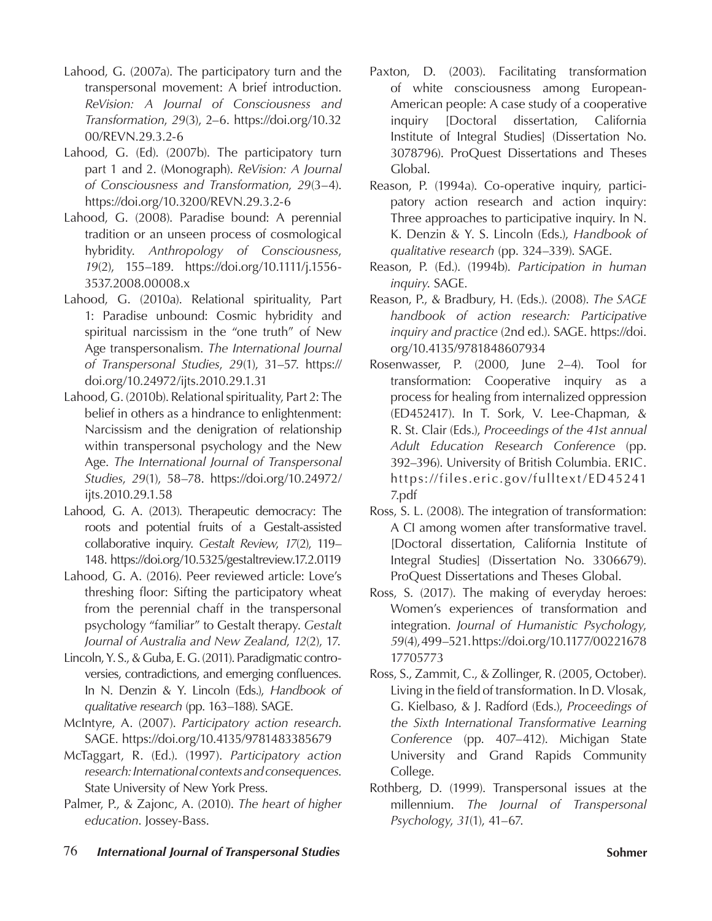Lahood, G. (2007a). The participatory turn and the transpersonal movement: A brief introduction. *ReVision: A Journal of Consciousness and Transformation*, *29*(3), 2–6. https://doi.org/10.3200/REVN.29.3.2-6

Lahood, G. (Ed). (2007b). The participatory turn part 1 and 2. (Monograph). *ReVision: A Journal of Consciousness and Transformation*, *29*(3–4). https://doi.org/10.3200/REVN.29.3.2-6

Lahood, G. (2008). Paradise bound: A perennial tradition or an unseen process of cosmological hybridity. *Anthropology of Consciousness*, *19*(2), 155–189. https://doi.org/10.1111/j.1556-3537.2008.00008.x

Lahood, G. (2010a). Relational spirituality, Part 1: Paradise unbound: Cosmic hybridity and spiritual narcissism in the "one truth" of New Age transpersonalism. *The International Journal of Transpersonal Studies*, *29*(1), 31–57. https://doi.org/10.24972/ijts.2010.29.1.31

Lahood, G. (2010b). Relational spirituality, Part 2: The belief in others as a hindrance to enlightenment: Narcissism and the denigration of relationship within transpersonal psychology and the New Age. *The International Journal of Transpersonal Studies*, *29*(1), 58–78. https://doi.org/10.24972/ijts.2010.29.1.58

Lahood, G. A. (2013). Therapeutic democracy: The roots and potential fruits of a Gestalt-assisted collaborative inquiry. *Gestalt Review*, *17*(2), 119–148. https://doi.org/10.5325/gestaltreview.17.2.0119

Lahood, G. A. (2016). Peer reviewed article: Love's threshing floor: Sifting the participatory wheat from the perennial chaff in the transpersonal psychology "familiar" to Gestalt therapy. *Gestalt Journal of Australia and New Zealand*, *12*(2), 17.

Lincoln, Y. S., & Guba, E. G. (2011). Paradigmatic controversies, contradictions, and emerging confluences. In N. Denzin & Y. Lincoln (Eds.), *Handbook of qualitative research* (pp. 163–188). SAGE.

McIntyre, A. (2007). *Participatory action research*. SAGE. https://doi.org/10.4135/9781483385679

McTaggart, R. (Ed.). (1997). *Participatory action research: International contexts and consequences*. State University of New York Press.

Palmer, P., & Zajonc, A. (2010). *The heart of higher education*. Jossey-Bass.

Paxton, D. (2003). Facilitating transformation of white consciousness among European-American people: A case study of a cooperative inquiry [Doctoral dissertation, California Institute of Integral Studies] (Dissertation No. 3078796). ProQuest Dissertations and Theses Global.

Reason, P. (1994a). Co-operative inquiry, participatory action research and action inquiry: Three approaches to participative inquiry. In N. K. Denzin & Y. S. Lincoln (Eds.), *Handbook of qualitative research* (pp. 324–339). SAGE.

Reason, P. (Ed.). (1994b). *Participation in human inquiry*. SAGE.

Reason, P., & Bradbury, H. (Eds.). (2008). *The SAGE handbook of action research: Participative inquiry and practice* (2nd ed.). SAGE. https://doi.org/10.4135/9781848607934

Rosenwasser, P. (2000, June 2–4). Tool for transformation: Cooperative inquiry as a process for healing from internalized oppression (ED452417). In T. Sork, V. Lee-Chapman, & R. St. Clair (Eds.), *Proceedings of the 41st annual Adult Education Research Conference* (pp. 392–396). University of British Columbia. ERIC. https://files.eric.gov/fulltext/ED452417.pdf

Ross, S. L. (2008). The integration of transformation: A CI among women after transformative travel. [Doctoral dissertation, California Institute of Integral Studies] (Dissertation No. 3306679). ProQuest Dissertations and Theses Global.

Ross, S. (2017). The making of everyday heroes: Women's experiences of transformation and integration. *Journal of Humanistic Psychology*, *59*(4), 499–521. https://doi.org/10.1177/0022167817705773

Ross, S., Zammit, C., & Zollinger, R. (2005, October). Living in the field of transformation. In D. Vlosak, G. Kielbaso, & J. Radford (Eds.), *Proceedings of the Sixth International Transformative Learning Conference* (pp. 407–412). Michigan State University and Grand Rapids Community College.

Rothberg, D. (1999). Transpersonal issues at the millennium. *The Journal of Transpersonal Psychology*, *31*(1), 41–67.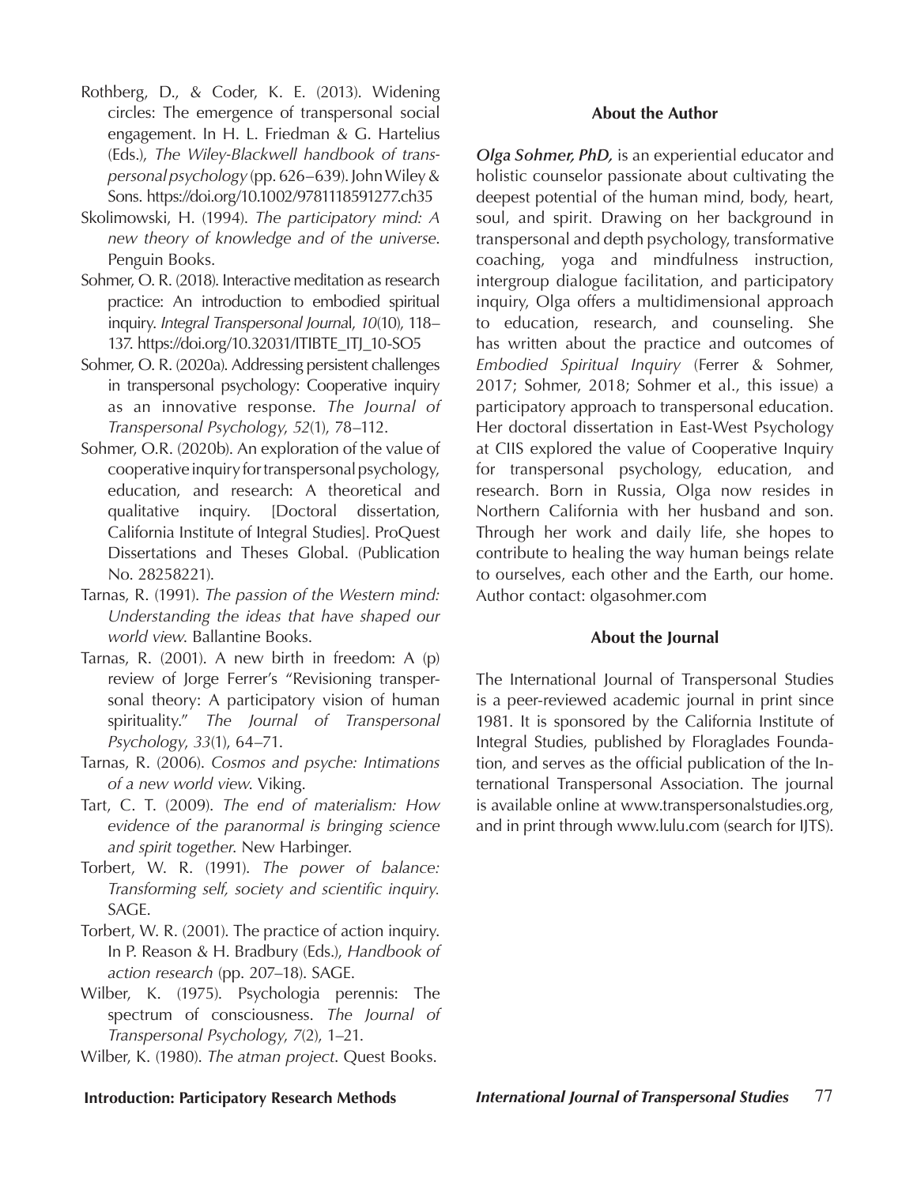Rothberg, D., & Coder, K. E. (2013). Widening circles: The emergence of transpersonal social engagement. In H. L. Friedman & G. Hartelius (Eds.), *The Wiley-Blackwell handbook of transpersonal psychology* (pp. 626–639). John Wiley & Sons. https://doi.org/10.1002/9781118591277.ch35

Skolimowski, H. (1994). *The participatory mind: A new theory of knowledge and of the universe*. Penguin Books.

Sohmer, O. R. (2018). Interactive meditation as research practice: An introduction to embodied spiritual inquiry. *Integral Transpersonal Journa*l, *10*(10), 118–137. https://doi.org/10.32031/ITIBTE_ITJ_10-SO5

Sohmer, O. R. (2020a). Addressing persistent challenges in transpersonal psychology: Cooperative inquiry as an innovative response. *The Journal of Transpersonal Psychology*, *52*(1), 78–112.

Sohmer, O.R. (2020b). An exploration of the value of cooperative inquiry for transpersonal psychology, education, and research: A theoretical and qualitative inquiry. [Doctoral dissertation, California Institute of Integral Studies]. ProQuest Dissertations and Theses Global. (Publication No. 28258221).

Tarnas, R. (1991). *The passion of the Western mind: Understanding the ideas that have shaped our world view*. Ballantine Books.

Tarnas, R. (2001). A new birth in freedom: A (p) review of Jorge Ferrer's "Revisioning transpersonal theory: A participatory vision of human spirituality." *The Journal of Transpersonal Psychology*, *33*(1), 64–71.

Tarnas, R. (2006). *Cosmos and psyche: Intimations of a new world view*. Viking.

Tart, C. T. (2009). *The end of materialism: How evidence of the paranormal is bringing science and spirit together*. New Harbinger.

Torbert, W. R. (1991). *The power of balance: Transforming self, society and scientific inquiry*. SAGE.

Torbert, W. R. (2001). The practice of action inquiry. In P. Reason & H. Bradbury (Eds.), *Handbook of action research* (pp. 207–18). SAGE.

Wilber, K. (1975). Psychologia perennis: The spectrum of consciousness. *The Journal of Transpersonal Psychology*, *7*(2), 1–21.

Wilber, K. (1980). *The atman project*. Quest Books.

## About the Author

***Olga Sohmer, PhD,*** is an experiential educator and holistic counselor passionate about cultivating the deepest potential of the human mind, body, heart, soul, and spirit. Drawing on her background in transpersonal and depth psychology, transformative coaching, yoga and mindfulness instruction, intergroup dialogue facilitation, and participatory inquiry, Olga offers a multidimensional approach to education, research, and counseling. She has written about the practice and outcomes of *Embodied Spiritual Inquiry* (Ferrer & Sohmer, 2017; Sohmer, 2018; Sohmer et al., this issue) a participatory approach to transpersonal education. Her doctoral dissertation in East-West Psychology at CIIS explored the value of Cooperative Inquiry for transpersonal psychology, education, and research. Born in Russia, Olga now resides in Northern California with her husband and son. Through her work and daily life, she hopes to contribute to healing the way human beings relate to ourselves, each other and the Earth, our home. Author contact: olgasohmer.com

## About the Journal

The International Journal of Transpersonal Studies is a peer-reviewed academic journal in print since 1981. It is sponsored by the California Institute of Integral Studies, published by Floraglades Foundation, and serves as the official publication of the International Transpersonal Association. The journal is available online at www.transpersonalstudies.org, and in print through www.lulu.com (search for IJTS).